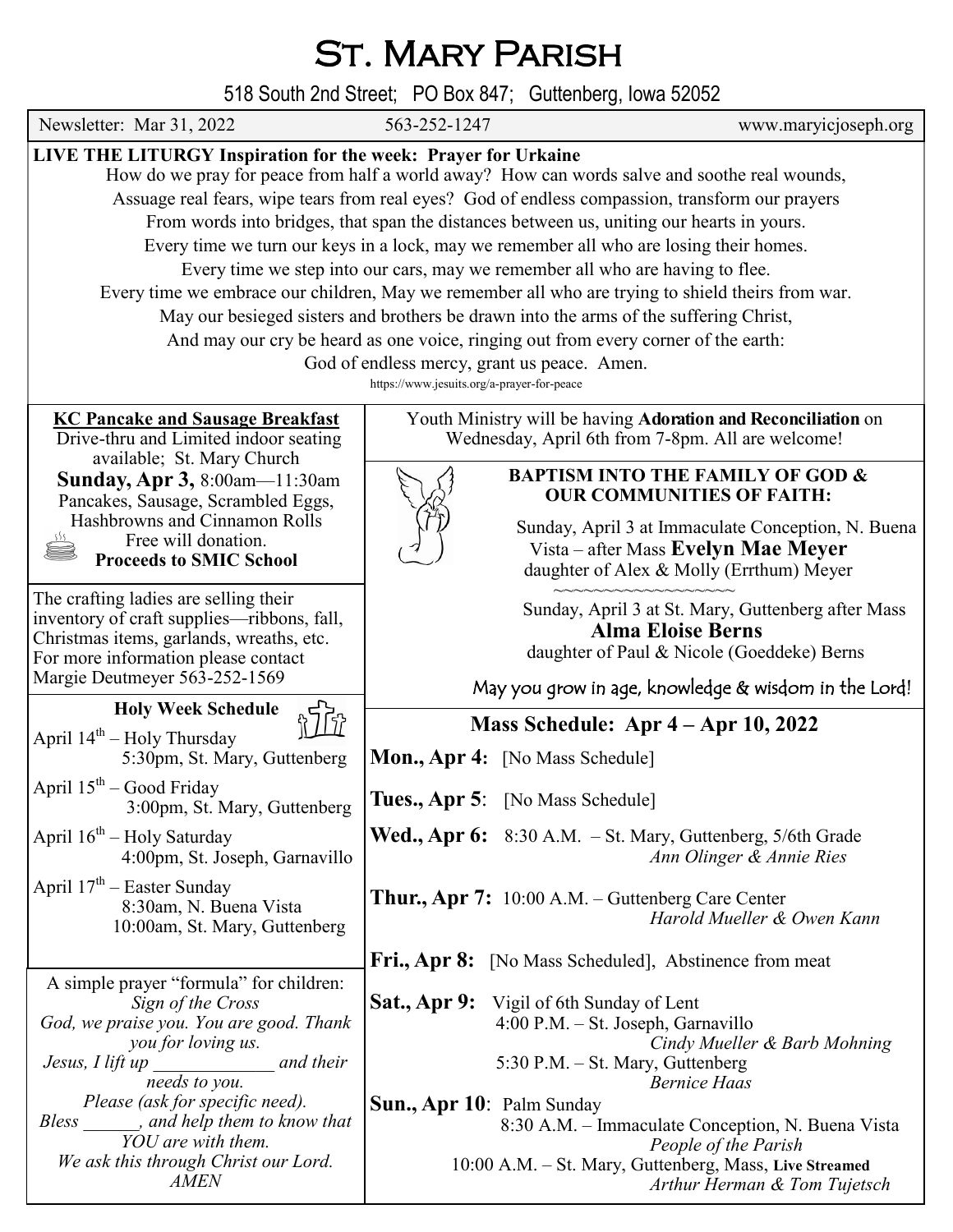# St. Mary Parish

518 South 2nd Street; PO Box 847; Guttenberg, Iowa 52052

Newsletter: Mar 31, 2022 563-252-1247 www.maryicjoseph.org

**LIVE THE LITURGY Inspiration for the week: Prayer for Urkaine**

How do we pray for peace from half a world away? How can words salve and soothe real wounds,
Assuage real fears, wipe tears from real eyes? God of endless compassion, transform our prayers
From words into bridges, that span the distances between us, uniting our hearts in yours.
Every time we turn our keys in a lock, may we remember all who are losing their homes.
Every time we step into our cars, may we remember all who are having to flee.
Every time we embrace our children, May we remember all who are trying to shield theirs from war.
May our besieged sisters and brothers be drawn into the arms of the suffering Christ,
And may our cry be heard as one voice, ringing out from every corner of the earth:
God of endless mercy, grant us peace. Amen.

https://www.jesuits.org/a-prayer-for-peace

**KC Pancake and Sausage Breakfast**

Drive-thru and Limited indoor seating available; St. Mary Church

**Sunday, Apr 3,** 8:00am—11:30am

Pancakes, Sausage, Scrambled Eggs, Hashbrowns and Cinnamon Rolls

Free will donation.

**Proceeds to SMIC School**

The crafting ladies are selling their inventory of craft supplies—ribbons, fall, Christmas items, garlands, wreaths, etc. For more information please contact Margie Deutmeyer 563-252-1569

**Holy Week Schedule**

April 14th – Holy Thursday
5:30pm, St. Mary, Guttenberg

April 15th – Good Friday
3:00pm, St. Mary, Guttenberg

April 16th – Holy Saturday
4:00pm, St. Joseph, Garnavillo

April 17th – Easter Sunday
8:30am, N. Buena Vista
10:00am, St. Mary, Guttenberg

A simple prayer "formula" for children:

*Sign of the Cross*
*God, we praise you. You are good. Thank you for loving us.*
*Jesus, I lift up _____________ and their needs to you.*
*Please (ask for specific need).*
*Bless ______, and help them to know that YOU are with them.*
*We ask this through Christ our Lord.*
*AMEN*

Youth Ministry will be having **Adoration and Reconciliation** on Wednesday, April 6th from 7-8pm. All are welcome!

**BAPTISM INTO THE FAMILY OF GOD & OUR COMMUNITIES OF FAITH:**

Sunday, April 3 at Immaculate Conception, N. Buena Vista – after Mass **Evelyn Mae Meyer**
daughter of Alex & Molly (Errthum) Meyer

~~~~~~~~~~~~~~~~~~

Sunday, April 3 at St. Mary, Guttenberg after Mass
**Alma Eloise Berns**
daughter of Paul & Nicole (Goeddeke) Berns

May you grow in age, knowledge & wisdom in the Lord!

## Mass Schedule: Apr 4 – Apr 10, 2022

**Mon., Apr 4:** [No Mass Schedule]

**Tues., Apr 5:** [No Mass Schedule]

**Wed., Apr 6:** 8:30 A.M. – St. Mary, Guttenberg, 5/6th Grade
*Ann Olinger & Annie Ries*

**Thur., Apr 7:** 10:00 A.M. – Guttenberg Care Center
*Harold Mueller & Owen Kann*

**Fri., Apr 8:** [No Mass Scheduled], Abstinence from meat

**Sat., Apr 9:** Vigil of 6th Sunday of Lent
4:00 P.M. – St. Joseph, Garnavillo
*Cindy Mueller & Barb Mohning*
5:30 P.M. – St. Mary, Guttenberg
*Bernice Haas*

**Sun., Apr 10:** Palm Sunday
8:30 A.M. – Immaculate Conception, N. Buena Vista
*People of the Parish*
10:00 A.M. – St. Mary, Guttenberg, Mass, **Live Streamed**
*Arthur Herman & Tom Tujetsch*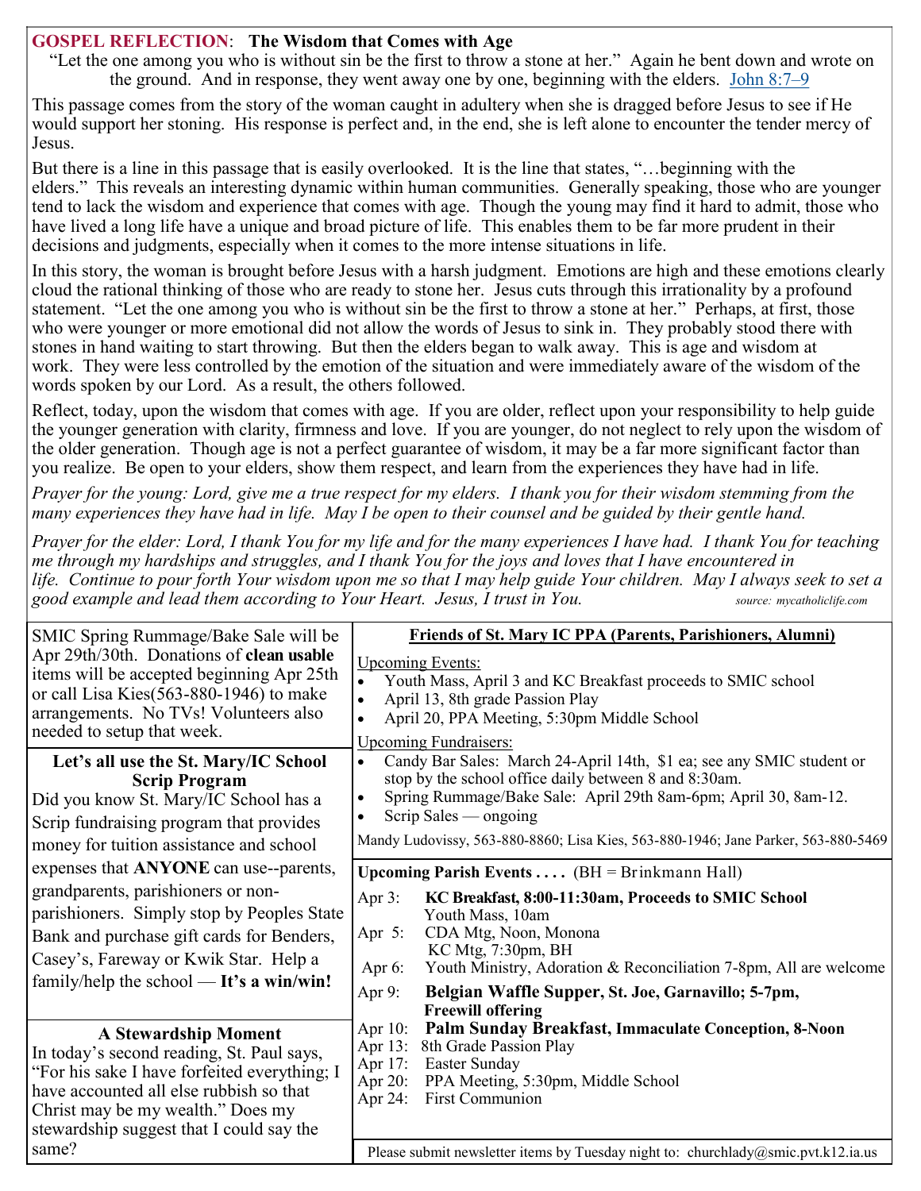## GOSPEL REFLECTION: The Wisdom that Comes with Age

"Let the one among you who is without sin be the first to throw a stone at her." Again he bent down and wrote on the ground. And in response, they went away one by one, beginning with the elders. John 8:7–9

This passage comes from the story of the woman caught in adultery when she is dragged before Jesus to see if He would support her stoning. His response is perfect and, in the end, she is left alone to encounter the tender mercy of Jesus.

But there is a line in this passage that is easily overlooked. It is the line that states, "…beginning with the elders." This reveals an interesting dynamic within human communities. Generally speaking, those who are younger tend to lack the wisdom and experience that comes with age. Though the young may find it hard to admit, those who have lived a long life have a unique and broad picture of life. This enables them to be far more prudent in their decisions and judgments, especially when it comes to the more intense situations in life.

In this story, the woman is brought before Jesus with a harsh judgment. Emotions are high and these emotions clearly cloud the rational thinking of those who are ready to stone her. Jesus cuts through this irrationality by a profound statement. "Let the one among you who is without sin be the first to throw a stone at her." Perhaps, at first, those who were younger or more emotional did not allow the words of Jesus to sink in. They probably stood there with stones in hand waiting to start throwing. But then the elders began to walk away. This is age and wisdom at work. They were less controlled by the emotion of the situation and were immediately aware of the wisdom of the words spoken by our Lord. As a result, the others followed.

Reflect, today, upon the wisdom that comes with age. If you are older, reflect upon your responsibility to help guide the younger generation with clarity, firmness and love. If you are younger, do not neglect to rely upon the wisdom of the older generation. Though age is not a perfect guarantee of wisdom, it may be a far more significant factor than you realize. Be open to your elders, show them respect, and learn from the experiences they have had in life.

*Prayer for the young: Lord, give me a true respect for my elders. I thank you for their wisdom stemming from the many experiences they have had in life. May I be open to their counsel and be guided by their gentle hand.*

*Prayer for the elder: Lord, I thank You for my life and for the many experiences I have had. I thank You for teaching me through my hardships and struggles, and I thank You for the joys and loves that I have encountered in life. Continue to pour forth Your wisdom upon me so that I may help guide Your children. May I always seek to set a good example and lead them according to Your Heart. Jesus, I trust in You.*

source: mycatholiclife.com

SMIC Spring Rummage/Bake Sale will be Apr 29th/30th. Donations of **clean usable** items will be accepted beginning Apr 25th or call Lisa Kies(563-880-1946) to make arrangements. No TVs! Volunteers also needed to setup that week.

### Let's all use the St. Mary/IC School Scrip Program

Did you know St. Mary/IC School has a Scrip fundraising program that provides money for tuition assistance and school expenses that **ANYONE** can use--parents, grandparents, parishioners or non-parishioners. Simply stop by Peoples State Bank and purchase gift cards for Benders, Casey's, Fareway or Kwik Star. Help a family/help the school — **It's a win/win!**

### A Stewardship Moment

In today's second reading, St. Paul says, "For his sake I have forfeited everything; I have accounted all else rubbish so that Christ may be my wealth." Does my stewardship suggest that I could say the same?

### Friends of St. Mary IC PPA (Parents, Parishioners, Alumni)

Upcoming Events:

- Youth Mass, April 3 and KC Breakfast proceeds to SMIC school
- April 13, 8th grade Passion Play
- April 20, PPA Meeting, 5:30pm Middle School

Upcoming Fundraisers:

- Candy Bar Sales: March 24-April 14th, $1 ea; see any SMIC student or stop by the school office daily between 8 and 8:30am.
- Spring Rummage/Bake Sale: April 29th 8am-6pm; April 30, 8am-12.
- Scrip Sales — ongoing

Mandy Ludovissy, 563-880-8860; Lisa Kies, 563-880-1946; Jane Parker, 563-880-5469

### Upcoming Parish Events . . . . (BH = Brinkmann Hall)

Apr 3: **KC Breakfast, 8:00-11:30am, Proceeds to SMIC School**
Youth Mass, 10am
Apr 5: CDA Mtg, Noon, Monona
KC Mtg, 7:30pm, BH
Apr 6: Youth Ministry, Adoration & Reconciliation 7-8pm, All are welcome
Apr 9: **Belgian Waffle Supper, St. Joe, Garnavillo; 5-7pm, Freewill offering**
Apr 10: **Palm Sunday Breakfast, Immaculate Conception, 8-Noon**
Apr 13: 8th Grade Passion Play
Apr 17: Easter Sunday
Apr 20: PPA Meeting, 5:30pm, Middle School
Apr 24: First Communion

Please submit newsletter items by Tuesday night to: churchlady@smic.pvt.k12.ia.us